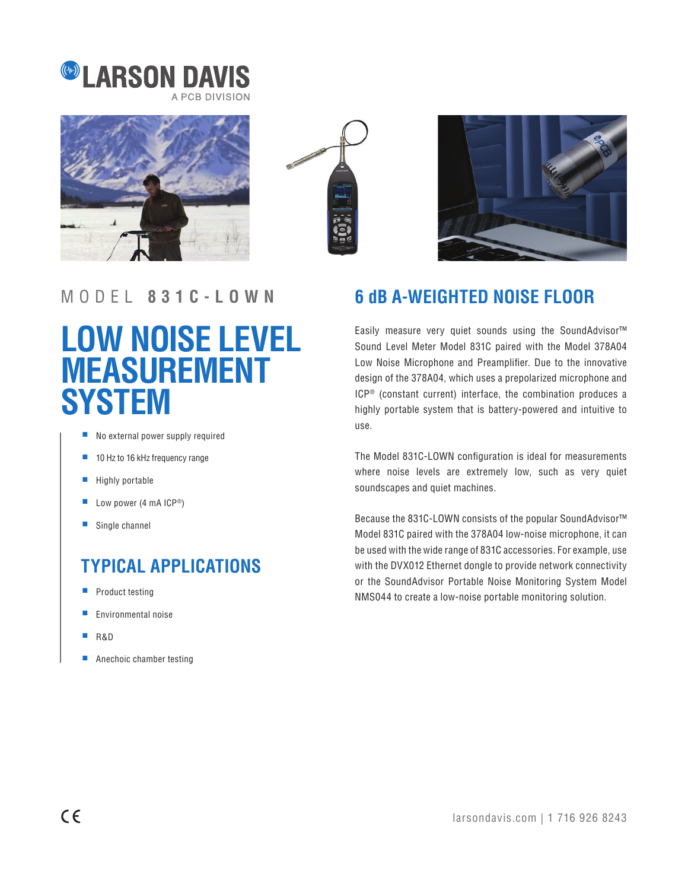LARSON DAVIS
A PCB DIVISION

MODEL **831C-LOWN**

# LOW NOISE LEVEL MEASUREMENT SYSTEM

- No external power supply required
- 10 Hz to 16 kHz frequency range
- Highly portable
- Low power (4 mA ICP®)
- Single channel

## TYPICAL APPLICATIONS

- Product testing
- Environmental noise
- R&D
- Anechoic chamber testing

## 6 dB A-WEIGHTED NOISE FLOOR

Easily measure very quiet sounds using the SoundAdvisor™ Sound Level Meter Model 831C paired with the Model 378A04 Low Noise Microphone and Preamplifier. Due to the innovative design of the 378A04, which uses a prepolarized microphone and ICP® (constant current) interface, the combination produces a highly portable system that is battery-powered and intuitive to use.

The Model 831C-LOWN configuration is ideal for measurements where noise levels are extremely low, such as very quiet soundscapes and quiet machines.

Because the 831C-LOWN consists of the popular SoundAdvisor™ Model 831C paired with the 378A04 low-noise microphone, it can be used with the wide range of 831C accessories. For example, use with the DVX012 Ethernet dongle to provide network connectivity or the SoundAdvisor Portable Noise Monitoring System Model NMS044 to create a low-noise portable monitoring solution.

CE

larsondavis.com | 1 716 926 8243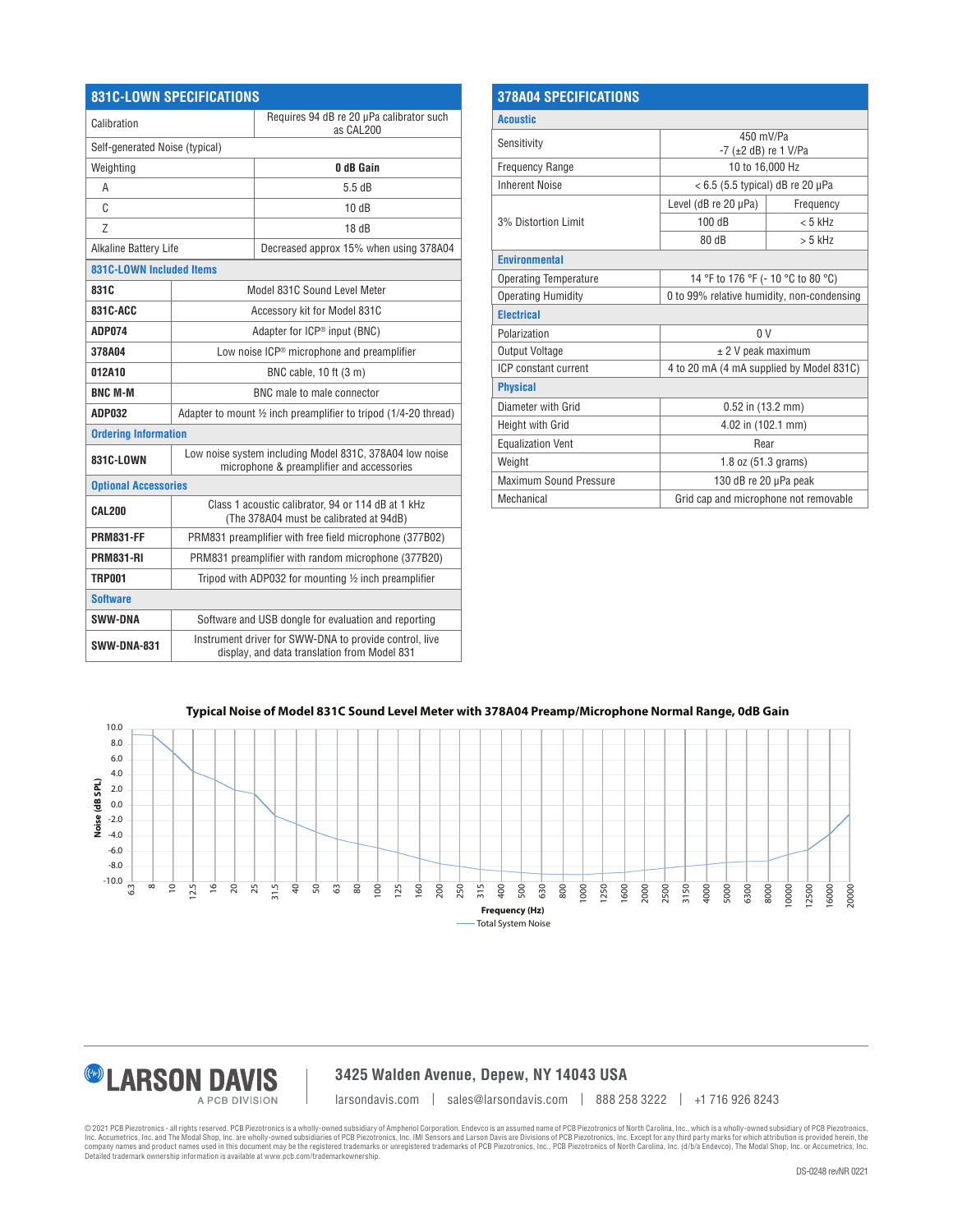## 831C-LOWN SPECIFICATIONS

| | | |
|---|---|---|
| Calibration | Requires 94 dB re 20 µPa calibrator such as CAL200 | |
| Self-generated Noise (typical) | | |
| Weighting | **0 dB Gain** | |
| A | 5.5 dB | |
| C | 10 dB | |
| Z | 18 dB | |
| Alkaline Battery Life | Decreased approx 15% when using 378A04 | |

### 831C-LOWN Included Items

| | |
|---|---|
| **831C** | Model 831C Sound Level Meter |
| **831C-ACC** | Accessory kit for Model 831C |
| **ADP074** | Adapter for ICP® input (BNC) |
| **378A04** | Low noise ICP® microphone and preamplifier |
| **012A10** | BNC cable, 10 ft (3 m) |
| **BNC M-M** | BNC male to male connector |
| **ADP032** | Adapter to mount ½ inch preamplifier to tripod (1/4-20 thread) |

### Ordering Information

| | |
|---|---|
| **831C-LOWN** | Low noise system including Model 831C, 378A04 low noise microphone & preamplifier and accessories |

### Optional Accessories

| | |
|---|---|
| **CAL200** | Class 1 acoustic calibrator, 94 or 114 dB at 1 kHz (The 378A04 must be calibrated at 94dB) |
| **PRM831-FF** | PRM831 preamplifier with free field microphone (377B02) |
| **PRM831-RI** | PRM831 preamplifier with random microphone (377B20) |
| **TRP001** | Tripod with ADP032 for mounting ½ inch preamplifier |

### Software

| | |
|---|---|
| **SWW-DNA** | Software and USB dongle for evaluation and reporting |
| **SWW-DNA-831** | Instrument driver for SWW-DNA to provide control, live display, and data translation from Model 831 |

## 378A04 SPECIFICATIONS

| | | |
|---|---|---|
| **Acoustic** | | |
| Sensitivity | 450 mV/Pa<br>-7 (±2 dB) re 1 V/Pa | |
| Frequency Range | 10 to 16,000 Hz | |
| Inherent Noise | < 6.5 (5.5 typical) dB re 20 µPa | |
| 3% Distortion Limit | Level (dB re 20 µPa) | Frequency |
| | 100 dB | < 5 kHz |
| | 80 dB | > 5 kHz |
| **Environmental** | | |
| Operating Temperature | 14 °F to 176 °F (- 10 °C to 80 °C) | |
| Operating Humidity | 0 to 99% relative humidity, non-condensing | |
| **Electrical** | | |
| Polarization | 0 V | |
| Output Voltage | ± 2 V peak maximum | |
| ICP constant current | 4 to 20 mA (4 mA supplied by Model 831C) | |
| **Physical** | | |
| Diameter with Grid | 0.52 in (13.2 mm) | |
| Height with Grid | 4.02 in (102.1 mm) | |
| Equalization Vent | Rear | |
| Weight | 1.8 oz (51.3 grams) | |
| Maximum Sound Pressure | 130 dB re 20 µPa peak | |
| Mechanical | Grid cap and microphone not removable | |

**Typical Noise of Model 831C Sound Level Meter with 378A04 Preamp/Microphone Normal Range, 0dB Gain**

Noise (dB SPL)

10.0, 8.0, 6.0, 4.0, 2.0, 0.0, -2.0, -4.0, -6.0, -8.0, -10.0

Frequency (Hz)

6.3, 8, 10, 12.5, 16, 20, 25, 31.5, 40, 50, 63, 80, 100, 125, 160, 200, 250, 315, 400, 500, 630, 800, 1000, 1250, 1600, 2000, 2500, 3150, 4000, 5000, 6300, 8000, 10000, 12500, 16000, 20000

Total System Noise

LARSON DAVIS
A PCB DIVISION

3425 Walden Avenue, Depew, NY 14043 USA

larsondavis.com | sales@larsondavis.com | 888 258 3222 | +1 716 926 8243

© 2021 PCB Piezotronics - all rights reserved. PCB Piezotronics is a wholly-owned subsidiary of Amphenol Corporation. Endevco is an assumed name of PCB Piezotronics of North Carolina, Inc., which is a wholly-owned subsidiary of PCB Piezotronics, Inc. Accumetrics, Inc. and The Modal Shop, Inc. are wholly-owned subsidiaries of PCB Piezotronics, Inc. IMI Sensors and Larson Davis are Divisions of PCB Piezotronics, Inc. Except for any third party marks for which attribution is provided herein, the company names and product names used in this document may be the registered trademarks or unregistered trademarks of PCB Piezotronics, Inc., PCB Piezotronics of North Carolina, Inc. (d/b/a Endevco), The Modal Shop, Inc. or Accumetrics, Inc. Detailed trademark ownership information is available at www.pcb.com/trademarkownership.

DS-0248 revNR 0221